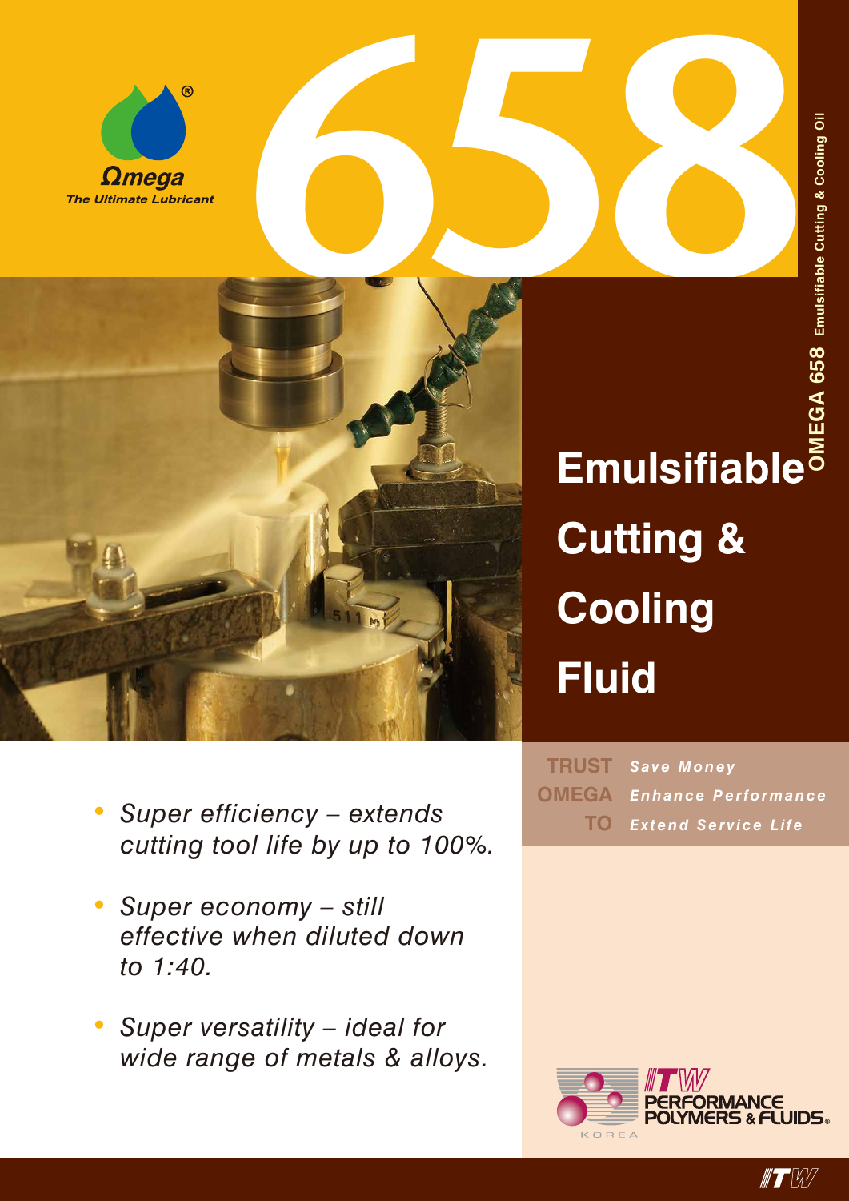Ωmega®

*The Ultimate Lubricant*

# 658

**OMEGA 658** Emulsifiable Cutting & Cooling Oil

## Emulsifiable Cutting & Cooling Fluid

- *Super efficiency – extends cutting tool life by up to 100%.*
- *Super economy – still effective when diluted down to 1:40.*
- *Super versatility – ideal for wide range of metals & alloys.*

| | |
|---|---|
| **TRUST** | ***Save Money*** |
| **OMEGA** | ***Enhance Performance*** |
| **TO** | ***Extend Service Life*** |

ITW PERFORMANCE POLYMERS & FLUIDS®

KOREA

ITW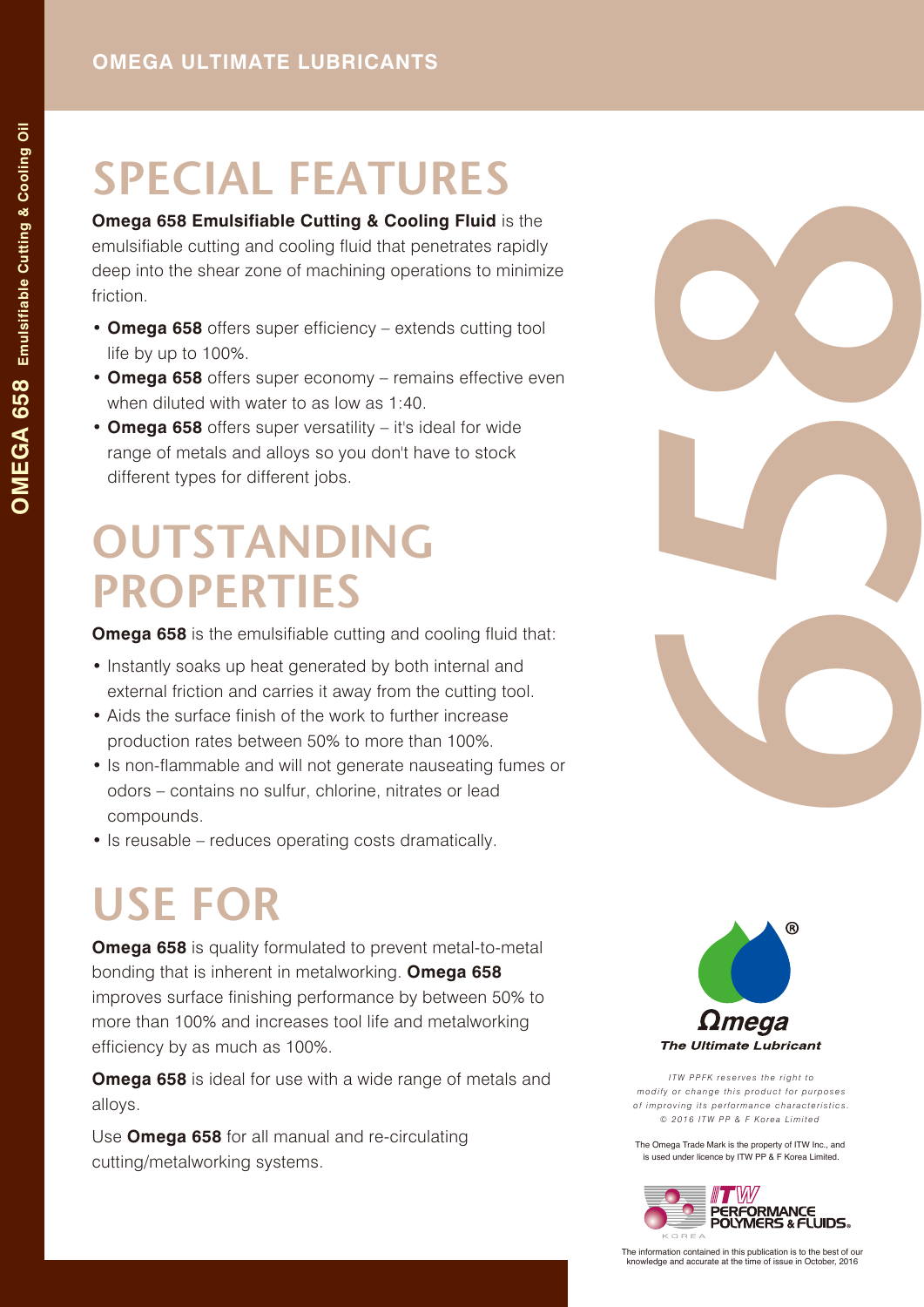# SPECIAL FEATURES

**Omega 658 Emulsifiable Cutting & Cooling Fluid** is the emulsifiable cutting and cooling fluid that penetrates rapidly deep into the shear zone of machining operations to minimize friction.

- **Omega 658** offers super efficiency – extends cutting tool life by up to 100%.
- **Omega 658** offers super economy – remains effective even when diluted with water to as low as 1:40.
- **Omega 658** offers super versatility – it's ideal for wide range of metals and alloys so you don't have to stock different types for different jobs.

# OUTSTANDING PROPERTIES

**Omega 658** is the emulsifiable cutting and cooling fluid that:

- Instantly soaks up heat generated by both internal and external friction and carries it away from the cutting tool.
- Aids the surface finish of the work to further increase production rates between 50% to more than 100%.
- Is non-flammable and will not generate nauseating fumes or odors – contains no sulfur, chlorine, nitrates or lead compounds.
- Is reusable – reduces operating costs dramatically.

# USE FOR

**Omega 658** is quality formulated to prevent metal-to-metal bonding that is inherent in metalworking. **Omega 658** improves surface finishing performance by between 50% to more than 100% and increases tool life and metalworking efficiency by as much as 100%.

**Omega 658** is ideal for use with a wide range of metals and alloys.

Use **Omega 658** for all manual and re-circulating cutting/metalworking systems.

Ωmega
*The Ultimate Lubricant*

*ITW PPFK reserves the right to modify or change this product for purposes of improving its performance characteristics.*
*© 2016 ITW PP & F Korea Limited*

The Omega Trade Mark is the property of ITW Inc., and is used under licence by ITW PP & F Korea Limited.

ITW PERFORMANCE POLYMERS & FLUIDS KOREA

The information contained in this publication is to the best of our knowledge and accurate at the time of issue in October, 2016